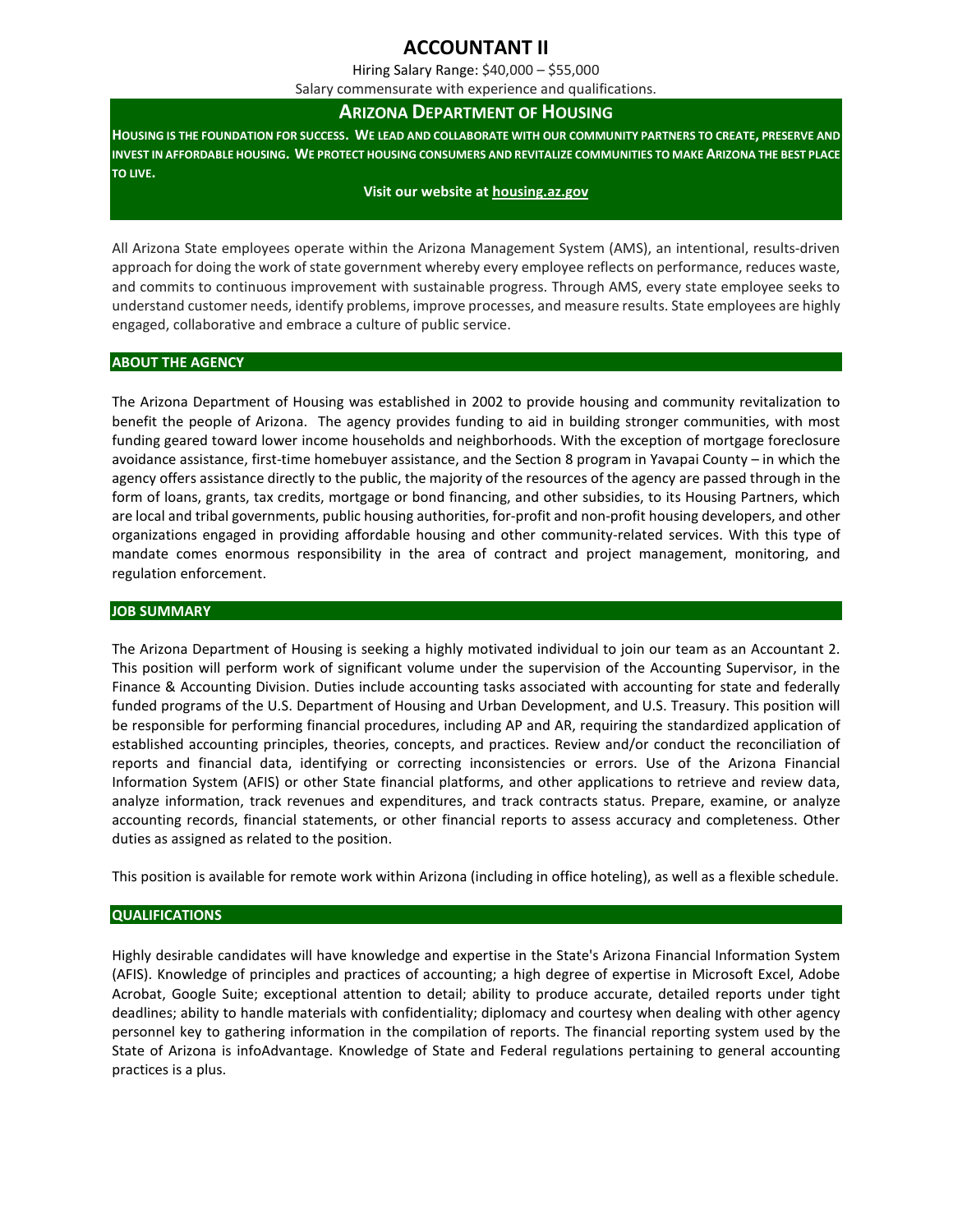# ACCOUNTANT II

Hiring Salary Range: $40,000 – $55,000

Salary commensurate with experience and qualifications.

## ARIZONA DEPARTMENT OF HOUSING

**HOUSING IS THE FOUNDATION FOR SUCCESS. WE LEAD AND COLLABORATE WITH OUR COMMUNITY PARTNERS TO CREATE, PRESERVE AND INVEST IN AFFORDABLE HOUSING. WE PROTECT HOUSING CONSUMERS AND REVITALIZE COMMUNITIES TO MAKE ARIZONA THE BEST PLACE TO LIVE.**

**Visit our website at housing.az.gov**

All Arizona State employees operate within the Arizona Management System (AMS), an intentional, results-driven approach for doing the work of state government whereby every employee reflects on performance, reduces waste, and commits to continuous improvement with sustainable progress. Through AMS, every state employee seeks to understand customer needs, identify problems, improve processes, and measure results. State employees are highly engaged, collaborative and embrace a culture of public service.

### ABOUT THE AGENCY

The Arizona Department of Housing was established in 2002 to provide housing and community revitalization to benefit the people of Arizona. The agency provides funding to aid in building stronger communities, with most funding geared toward lower income households and neighborhoods. With the exception of mortgage foreclosure avoidance assistance, first-time homebuyer assistance, and the Section 8 program in Yavapai County – in which the agency offers assistance directly to the public, the majority of the resources of the agency are passed through in the form of loans, grants, tax credits, mortgage or bond financing, and other subsidies, to its Housing Partners, which are local and tribal governments, public housing authorities, for-profit and non-profit housing developers, and other organizations engaged in providing affordable housing and other community-related services. With this type of mandate comes enormous responsibility in the area of contract and project management, monitoring, and regulation enforcement.

### JOB SUMMARY

The Arizona Department of Housing is seeking a highly motivated individual to join our team as an Accountant 2. This position will perform work of significant volume under the supervision of the Accounting Supervisor, in the Finance & Accounting Division. Duties include accounting tasks associated with accounting for state and federally funded programs of the U.S. Department of Housing and Urban Development, and U.S. Treasury. This position will be responsible for performing financial procedures, including AP and AR, requiring the standardized application of established accounting principles, theories, concepts, and practices. Review and/or conduct the reconciliation of reports and financial data, identifying or correcting inconsistencies or errors. Use of the Arizona Financial Information System (AFIS) or other State financial platforms, and other applications to retrieve and review data, analyze information, track revenues and expenditures, and track contracts status. Prepare, examine, or analyze accounting records, financial statements, or other financial reports to assess accuracy and completeness. Other duties as assigned as related to the position.

This position is available for remote work within Arizona (including in office hoteling), as well as a flexible schedule.

### QUALIFICATIONS

Highly desirable candidates will have knowledge and expertise in the State's Arizona Financial Information System (AFIS). Knowledge of principles and practices of accounting; a high degree of expertise in Microsoft Excel, Adobe Acrobat, Google Suite; exceptional attention to detail; ability to produce accurate, detailed reports under tight deadlines; ability to handle materials with confidentiality; diplomacy and courtesy when dealing with other agency personnel key to gathering information in the compilation of reports. The financial reporting system used by the State of Arizona is infoAdvantage. Knowledge of State and Federal regulations pertaining to general accounting practices is a plus.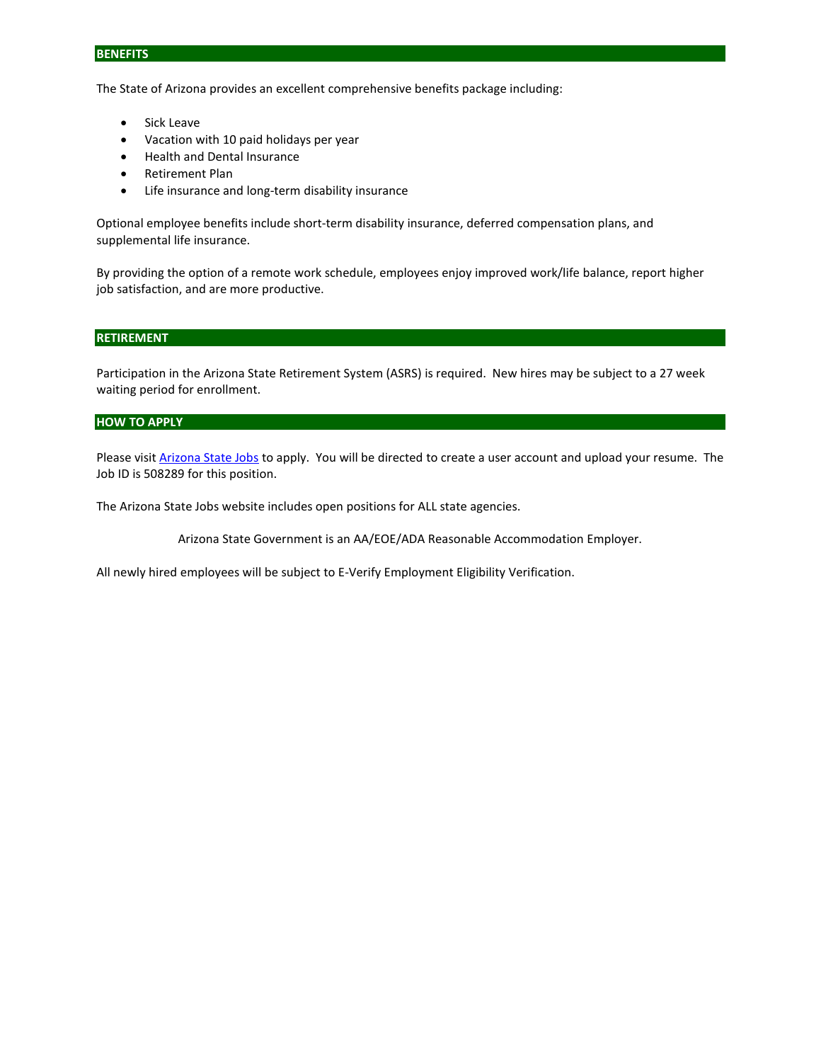## BENEFITS

The State of Arizona provides an excellent comprehensive benefits package including:

- Sick Leave
- Vacation with 10 paid holidays per year
- Health and Dental Insurance
- Retirement Plan
- Life insurance and long-term disability insurance

Optional employee benefits include short-term disability insurance, deferred compensation plans, and supplemental life insurance.

By providing the option of a remote work schedule, employees enjoy improved work/life balance, report higher job satisfaction, and are more productive.

## RETIREMENT

Participation in the Arizona State Retirement System (ASRS) is required. New hires may be subject to a 27 week waiting period for enrollment.

## HOW TO APPLY

Please visit Arizona State Jobs to apply. You will be directed to create a user account and upload your resume. The Job ID is 508289 for this position.

The Arizona State Jobs website includes open positions for ALL state agencies.

Arizona State Government is an AA/EOE/ADA Reasonable Accommodation Employer.

All newly hired employees will be subject to E-Verify Employment Eligibility Verification.